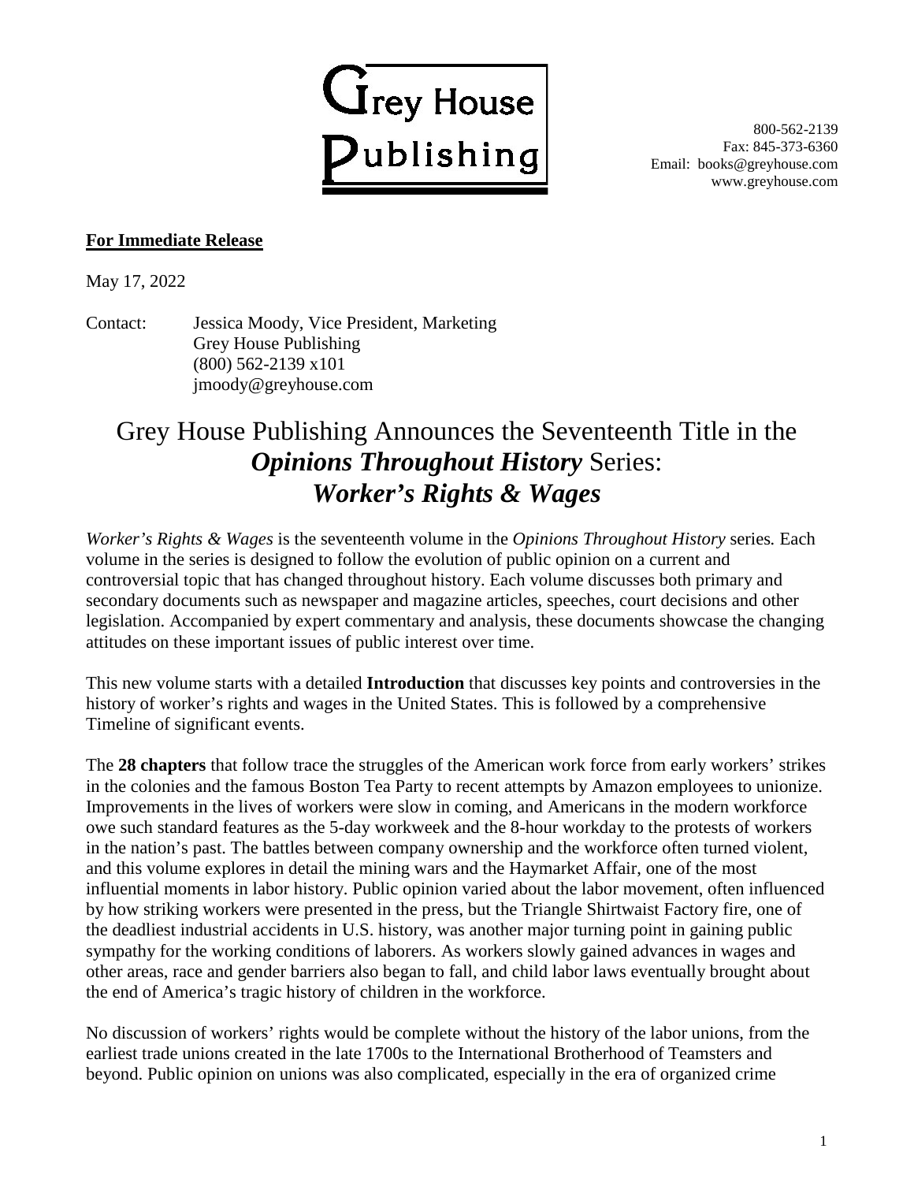Grey House Publishing

800-562-2139
Fax: 845-373-6360
Email: books@greyhouse.com
www.greyhouse.com

**For Immediate Release**

May 17, 2022

Contact: Jessica Moody, Vice President, Marketing
Grey House Publishing
(800) 562-2139 x101
jmoody@greyhouse.com

# Grey House Publishing Announces the Seventeenth Title in the ***Opinions Throughout History*** Series: ***Worker's Rights & Wages***

*Worker's Rights & Wages* is the seventeenth volume in the *Opinions Throughout History* series*.* Each volume in the series is designed to follow the evolution of public opinion on a current and controversial topic that has changed throughout history. Each volume discusses both primary and secondary documents such as newspaper and magazine articles, speeches, court decisions and other legislation. Accompanied by expert commentary and analysis, these documents showcase the changing attitudes on these important issues of public interest over time.

This new volume starts with a detailed **Introduction** that discusses key points and controversies in the history of worker's rights and wages in the United States. This is followed by a comprehensive Timeline of significant events.

The **28 chapters** that follow trace the struggles of the American work force from early workers' strikes in the colonies and the famous Boston Tea Party to recent attempts by Amazon employees to unionize. Improvements in the lives of workers were slow in coming, and Americans in the modern workforce owe such standard features as the 5-day workweek and the 8-hour workday to the protests of workers in the nation's past. The battles between company ownership and the workforce often turned violent, and this volume explores in detail the mining wars and the Haymarket Affair, one of the most influential moments in labor history. Public opinion varied about the labor movement, often influenced by how striking workers were presented in the press, but the Triangle Shirtwaist Factory fire, one of the deadliest industrial accidents in U.S. history, was another major turning point in gaining public sympathy for the working conditions of laborers. As workers slowly gained advances in wages and other areas, race and gender barriers also began to fall, and child labor laws eventually brought about the end of America's tragic history of children in the workforce.

No discussion of workers' rights would be complete without the history of the labor unions, from the earliest trade unions created in the late 1700s to the International Brotherhood of Teamsters and beyond. Public opinion on unions was also complicated, especially in the era of organized crime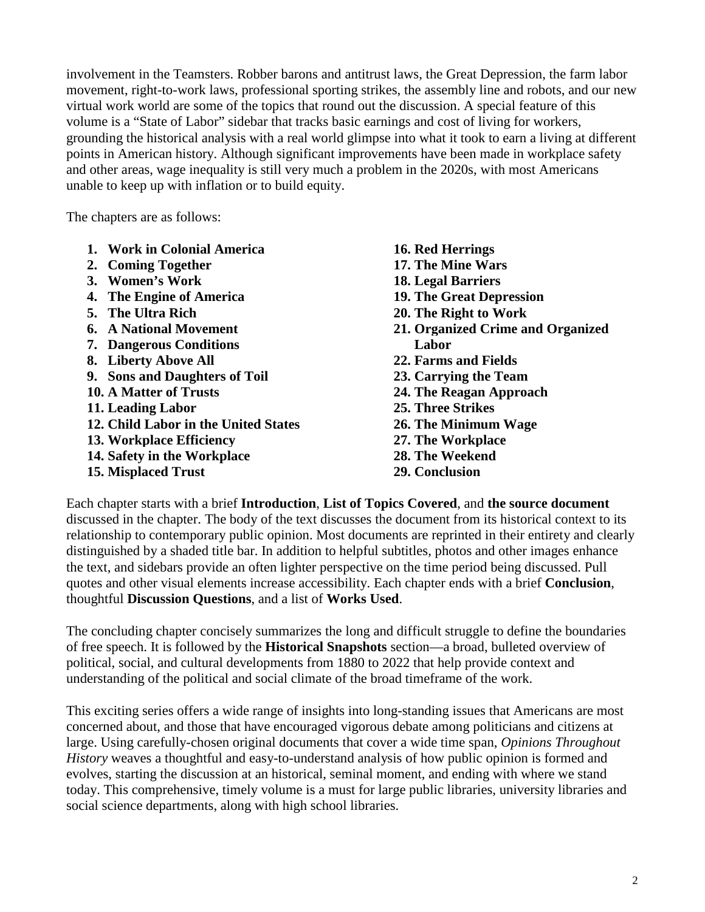involvement in the Teamsters. Robber barons and antitrust laws, the Great Depression, the farm labor movement, right-to-work laws, professional sporting strikes, the assembly line and robots, and our new virtual work world are some of the topics that round out the discussion. A special feature of this volume is a "State of Labor" sidebar that tracks basic earnings and cost of living for workers, grounding the historical analysis with a real world glimpse into what it took to earn a living at different points in American history. Although significant improvements have been made in workplace safety and other areas, wage inequality is still very much a problem in the 2020s, with most Americans unable to keep up with inflation or to build equity.

The chapters are as follows:

1. **Work in Colonial America**
2. **Coming Together**
3. **Women's Work**
4. **The Engine of America**
5. **The Ultra Rich**
6. **A National Movement**
7. **Dangerous Conditions**
8. **Liberty Above All**
9. **Sons and Daughters of Toil**
10. **A Matter of Trusts**
11. **Leading Labor**
12. **Child Labor in the United States**
13. **Workplace Efficiency**
14. **Safety in the Workplace**
15. **Misplaced Trust**
16. **Red Herrings**
17. **The Mine Wars**
18. **Legal Barriers**
19. **The Great Depression**
20. **The Right to Work**
21. **Organized Crime and Organized Labor**
22. **Farms and Fields**
23. **Carrying the Team**
24. **The Reagan Approach**
25. **Three Strikes**
26. **The Minimum Wage**
27. **The Workplace**
28. **The Weekend**
29. **Conclusion**

Each chapter starts with a brief **Introduction**, **List of Topics Covered**, and **the source document** discussed in the chapter. The body of the text discusses the document from its historical context to its relationship to contemporary public opinion. Most documents are reprinted in their entirety and clearly distinguished by a shaded title bar. In addition to helpful subtitles, photos and other images enhance the text, and sidebars provide an often lighter perspective on the time period being discussed. Pull quotes and other visual elements increase accessibility. Each chapter ends with a brief **Conclusion**, thoughtful **Discussion Questions**, and a list of **Works Used**.

The concluding chapter concisely summarizes the long and difficult struggle to define the boundaries of free speech. It is followed by the **Historical Snapshots** section—a broad, bulleted overview of political, social, and cultural developments from 1880 to 2022 that help provide context and understanding of the political and social climate of the broad timeframe of the work.

This exciting series offers a wide range of insights into long-standing issues that Americans are most concerned about, and those that have encouraged vigorous debate among politicians and citizens at large. Using carefully-chosen original documents that cover a wide time span, *Opinions Throughout History* weaves a thoughtful and easy-to-understand analysis of how public opinion is formed and evolves, starting the discussion at an historical, seminal moment, and ending with where we stand today. This comprehensive, timely volume is a must for large public libraries, university libraries and social science departments, along with high school libraries.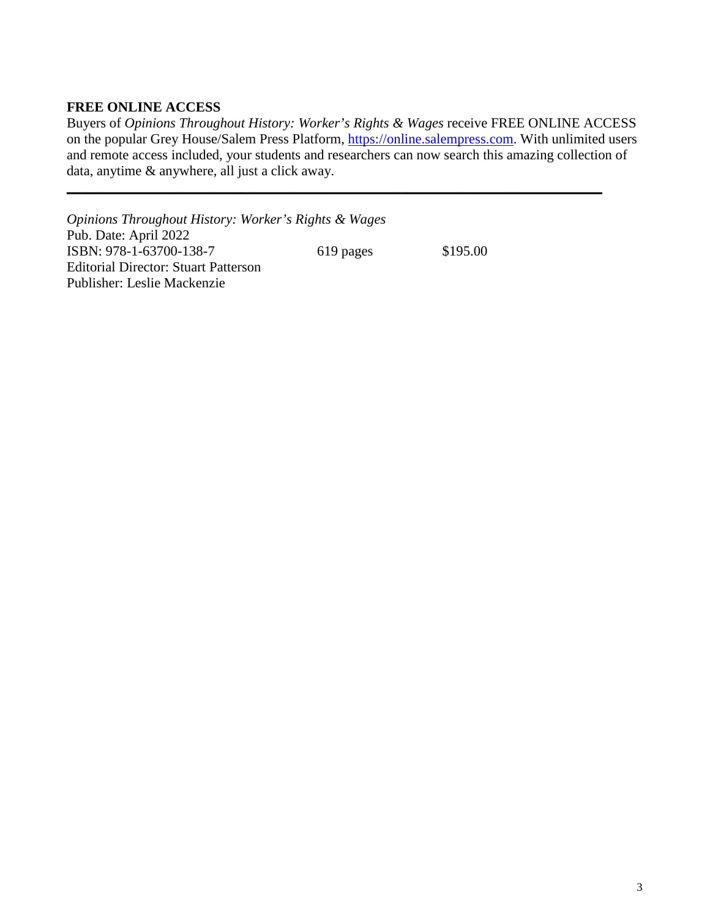**FREE ONLINE ACCESS**

Buyers of *Opinions Throughout History: Worker's Rights & Wages* receive FREE ONLINE ACCESS on the popular Grey House/Salem Press Platform, [https://online.salempress.com](https://online.salempress.com). With unlimited users and remote access included, your students and researchers can now search this amazing collection of data, anytime & anywhere, all just a click away.

---

*Opinions Throughout History: Worker's Rights & Wages*
Pub. Date: April 2022
ISBN: 978-1-63700-138-7 619 pages $195.00
Editorial Director: Stuart Patterson
Publisher: Leslie Mackenzie